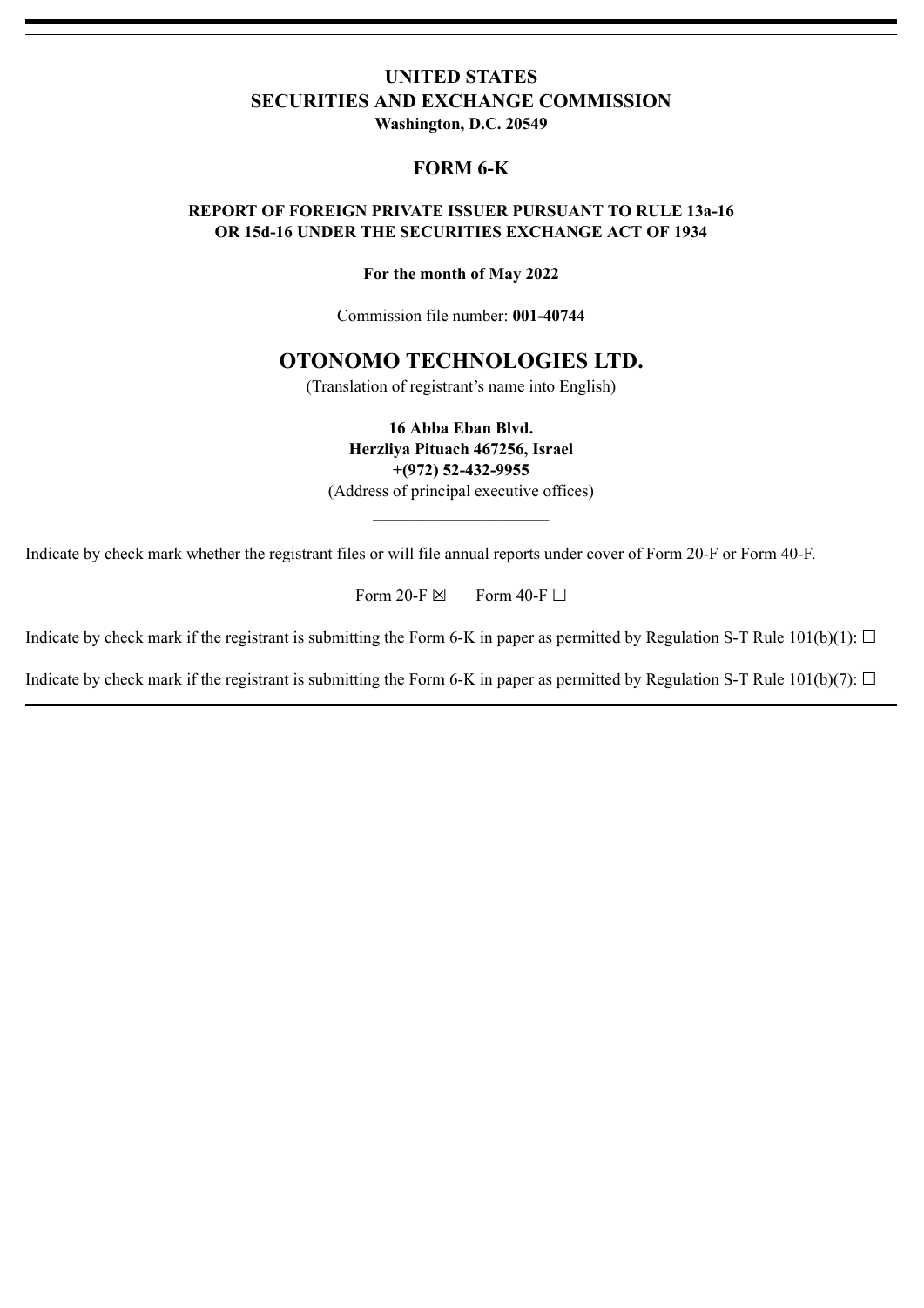# UNITED STATES
# SECURITIES AND EXCHANGE COMMISSION
**Washington, D.C. 20549**

## FORM 6-K

**REPORT OF FOREIGN PRIVATE ISSUER PURSUANT TO RULE 13a-16 OR 15d-16 UNDER THE SECURITIES EXCHANGE ACT OF 1934**

**For the month of May 2022**

Commission file number: **001-40744**

# OTONOMO TECHNOLOGIES LTD.
(Translation of registrant's name into English)

**16 Abba Eban Blvd.**
**Herzliya Pituach 467256, Israel**
**+(972) 52-432-9955**
(Address of principal executive offices)

---

Indicate by check mark whether the registrant files or will file annual reports under cover of Form 20-F or Form 40-F.

Form 20-F ☒ Form 40-F ☐

Indicate by check mark if the registrant is submitting the Form 6-K in paper as permitted by Regulation S-T Rule 101(b)(1): ☐

Indicate by check mark if the registrant is submitting the Form 6-K in paper as permitted by Regulation S-T Rule 101(b)(7): ☐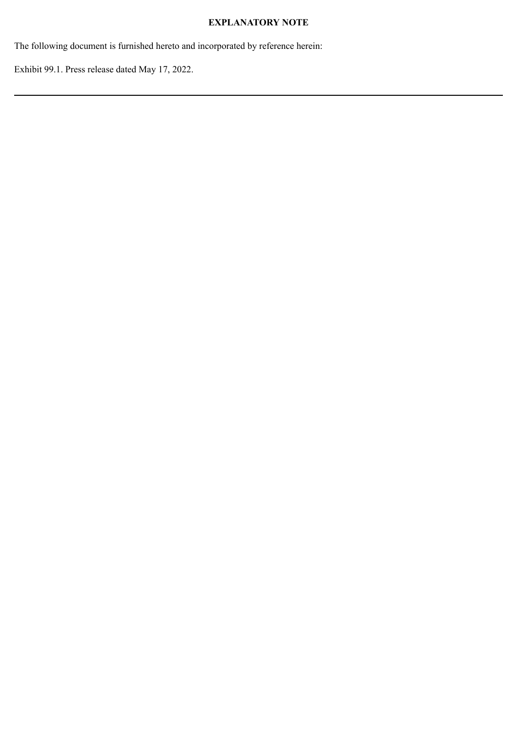## EXPLANATORY NOTE

The following document is furnished hereto and incorporated by reference herein:

Exhibit 99.1. Press release dated May 17, 2022.

---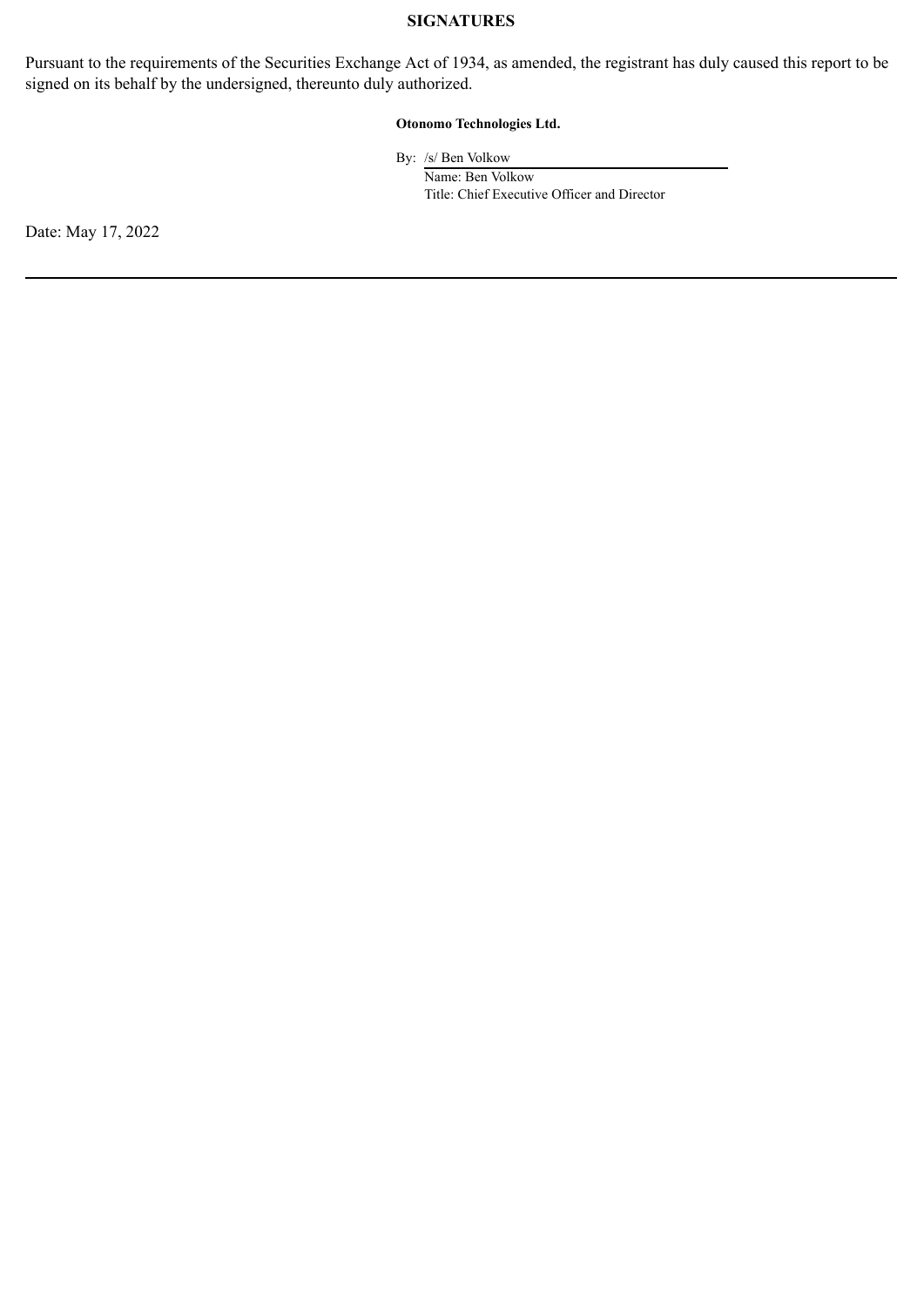**SIGNATURES**

Pursuant to the requirements of the Securities Exchange Act of 1934, as amended, the registrant has duly caused this report to be signed on its behalf by the undersigned, thereunto duly authorized.

**Otonomo Technologies Ltd.**

By: /s/ Ben Volkow
Name: Ben Volkow
Title: Chief Executive Officer and Director

Date: May 17, 2022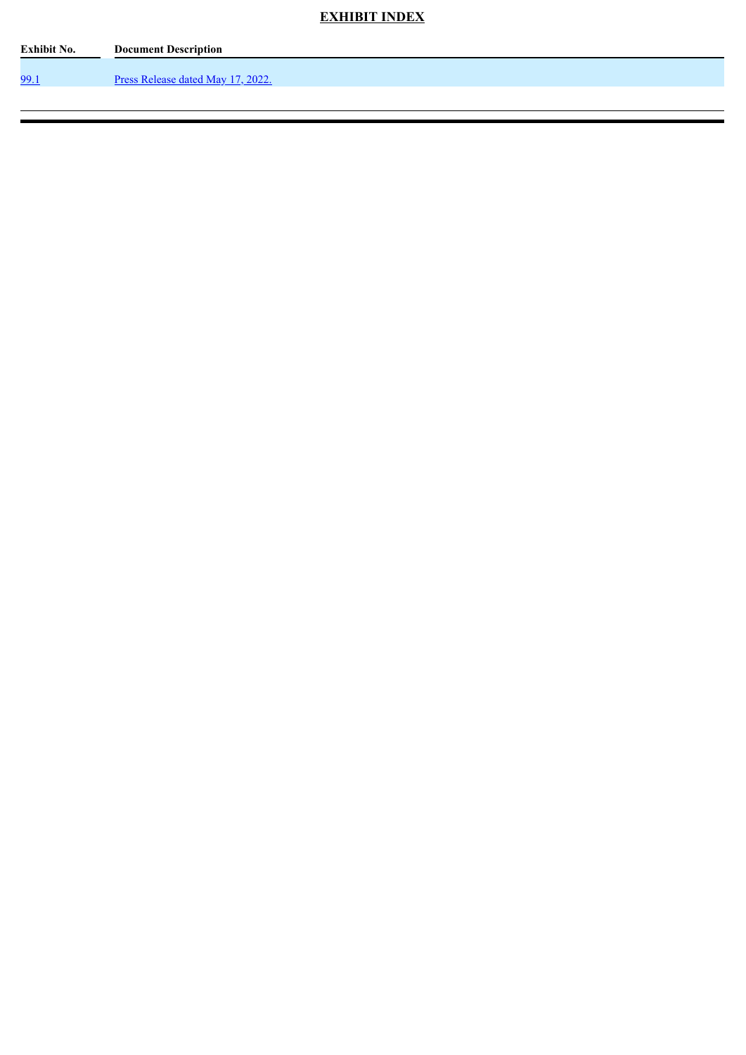## EXHIBIT INDEX

| Exhibit No. | Document Description |
|---|---|
| 99.1 | Press Release dated May 17, 2022. |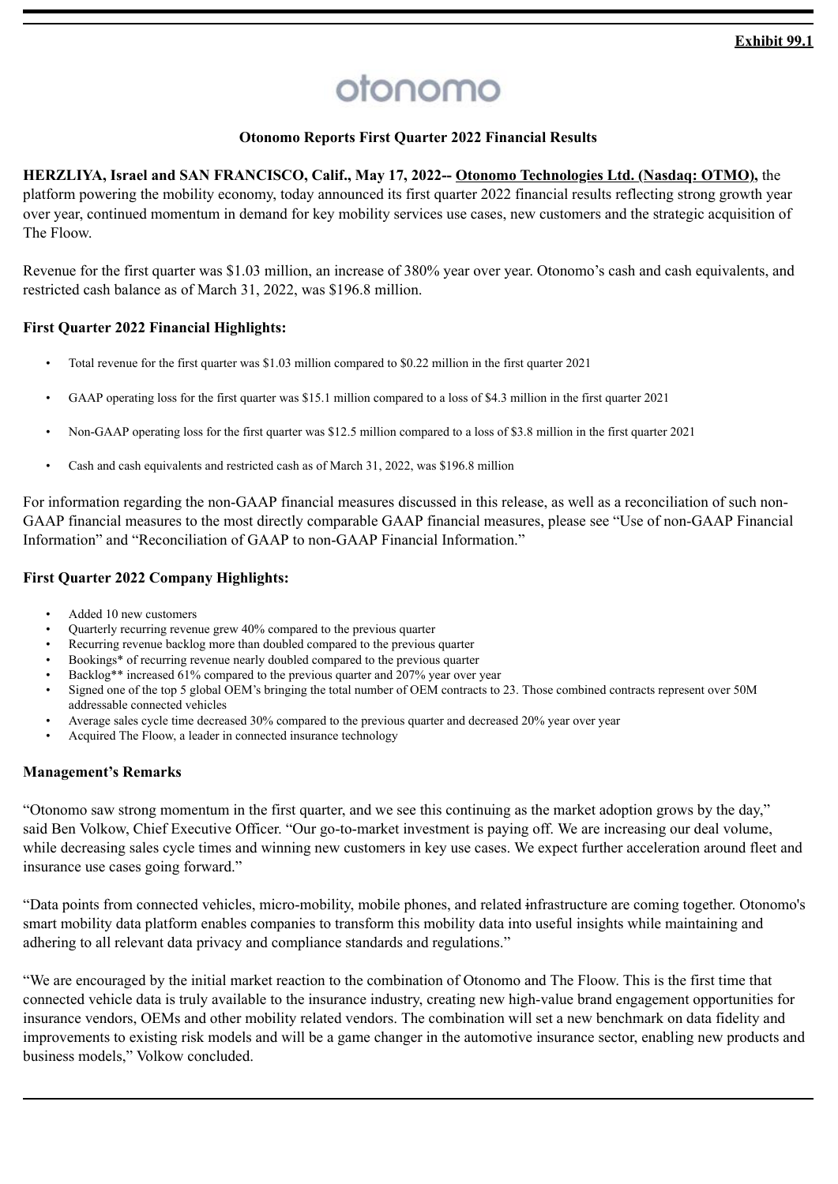**Exhibit 99.1**

otonomo

**Otonomo Reports First Quarter 2022 Financial Results**

**HERZLIYA, Israel and SAN FRANCISCO, Calif., May 17, 2022-- Otonomo Technologies Ltd. (Nasdaq: OTMO),** the platform powering the mobility economy, today announced its first quarter 2022 financial results reflecting strong growth year over year, continued momentum in demand for key mobility services use cases, new customers and the strategic acquisition of The Floow.

Revenue for the first quarter was $1.03 million, an increase of 380% year over year. Otonomo's cash and cash equivalents, and restricted cash balance as of March 31, 2022, was $196.8 million.

**First Quarter 2022 Financial Highlights:**

- Total revenue for the first quarter was $1.03 million compared to $0.22 million in the first quarter 2021
- GAAP operating loss for the first quarter was $15.1 million compared to a loss of $4.3 million in the first quarter 2021
- Non-GAAP operating loss for the first quarter was $12.5 million compared to a loss of $3.8 million in the first quarter 2021
- Cash and cash equivalents and restricted cash as of March 31, 2022, was $196.8 million

For information regarding the non-GAAP financial measures discussed in this release, as well as a reconciliation of such non-GAAP financial measures to the most directly comparable GAAP financial measures, please see "Use of non-GAAP Financial Information" and "Reconciliation of GAAP to non-GAAP Financial Information."

**First Quarter 2022 Company Highlights:**

- Added 10 new customers
- Quarterly recurring revenue grew 40% compared to the previous quarter
- Recurring revenue backlog more than doubled compared to the previous quarter
- Bookings* of recurring revenue nearly doubled compared to the previous quarter
- Backlog** increased 61% compared to the previous quarter and 207% year over year
- Signed one of the top 5 global OEM's bringing the total number of OEM contracts to 23. Those combined contracts represent over 50M addressable connected vehicles
- Average sales cycle time decreased 30% compared to the previous quarter and decreased 20% year over year
- Acquired The Floow, a leader in connected insurance technology

**Management's Remarks**

"Otonomo saw strong momentum in the first quarter, and we see this continuing as the market adoption grows by the day," said Ben Volkow, Chief Executive Officer. "Our go-to-market investment is paying off. We are increasing our deal volume, while decreasing sales cycle times and winning new customers in key use cases. We expect further acceleration around fleet and insurance use cases going forward."

"Data points from connected vehicles, micro-mobility, mobile phones, and related infrastructure are coming together. Otonomo's smart mobility data platform enables companies to transform this mobility data into useful insights while maintaining and adhering to all relevant data privacy and compliance standards and regulations."

"We are encouraged by the initial market reaction to the combination of Otonomo and The Floow. This is the first time that connected vehicle data is truly available to the insurance industry, creating new high-value brand engagement opportunities for insurance vendors, OEMs and other mobility related vendors. The combination will set a new benchmark on data fidelity and improvements to existing risk models and will be a game changer in the automotive insurance sector, enabling new products and business models," Volkow concluded.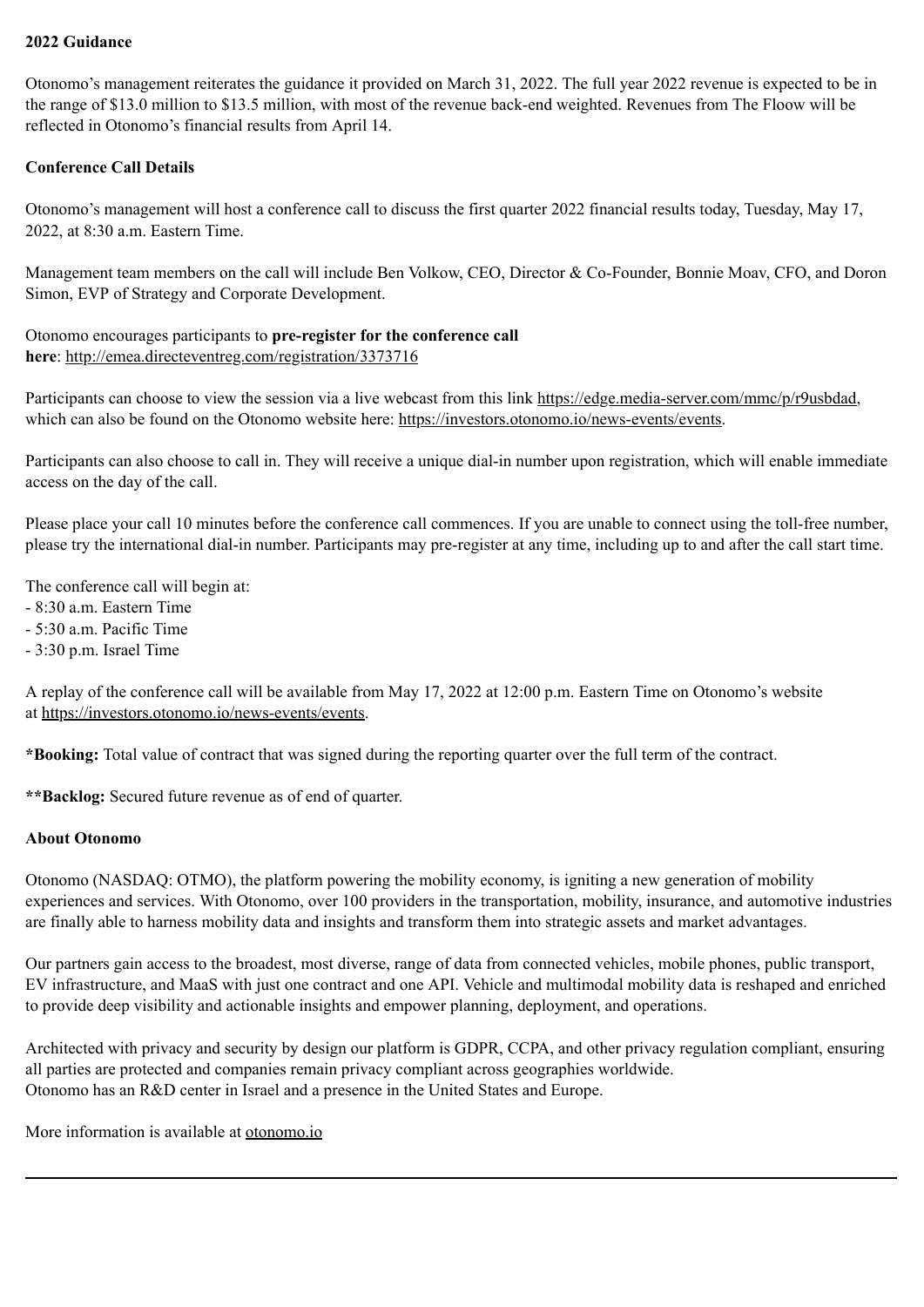**2022 Guidance**

Otonomo's management reiterates the guidance it provided on March 31, 2022. The full year 2022 revenue is expected to be in the range of $13.0 million to $13.5 million, with most of the revenue back-end weighted. Revenues from The Floow will be reflected in Otonomo's financial results from April 14.

**Conference Call Details**

Otonomo's management will host a conference call to discuss the first quarter 2022 financial results today, Tuesday, May 17, 2022, at 8:30 a.m. Eastern Time.

Management team members on the call will include Ben Volkow, CEO, Director & Co-Founder, Bonnie Moav, CFO, and Doron Simon, EVP of Strategy and Corporate Development.

Otonomo encourages participants to **pre-register for the conference call here**: http://emea.directeventreg.com/registration/3373716

Participants can choose to view the session via a live webcast from this link https://edge.media-server.com/mmc/p/r9usbdad, which can also be found on the Otonomo website here: https://investors.otonomo.io/news-events/events.

Participants can also choose to call in. They will receive a unique dial-in number upon registration, which will enable immediate access on the day of the call.

Please place your call 10 minutes before the conference call commences. If you are unable to connect using the toll-free number, please try the international dial-in number. Participants may pre-register at any time, including up to and after the call start time.

The conference call will begin at:
- 8:30 a.m. Eastern Time
- 5:30 a.m. Pacific Time
- 3:30 p.m. Israel Time

A replay of the conference call will be available from May 17, 2022 at 12:00 p.m. Eastern Time on Otonomo's website at https://investors.otonomo.io/news-events/events.

***Booking:** Total value of contract that was signed during the reporting quarter over the full term of the contract.

****Backlog:** Secured future revenue as of end of quarter.

**About Otonomo**

Otonomo (NASDAQ: OTMO), the platform powering the mobility economy, is igniting a new generation of mobility experiences and services. With Otonomo, over 100 providers in the transportation, mobility, insurance, and automotive industries are finally able to harness mobility data and insights and transform them into strategic assets and market advantages.

Our partners gain access to the broadest, most diverse, range of data from connected vehicles, mobile phones, public transport, EV infrastructure, and MaaS with just one contract and one API. Vehicle and multimodal mobility data is reshaped and enriched to provide deep visibility and actionable insights and empower planning, deployment, and operations.

Architected with privacy and security by design our platform is GDPR, CCPA, and other privacy regulation compliant, ensuring all parties are protected and companies remain privacy compliant across geographies worldwide.
Otonomo has an R&D center in Israel and a presence in the United States and Europe.

More information is available at otonomo.io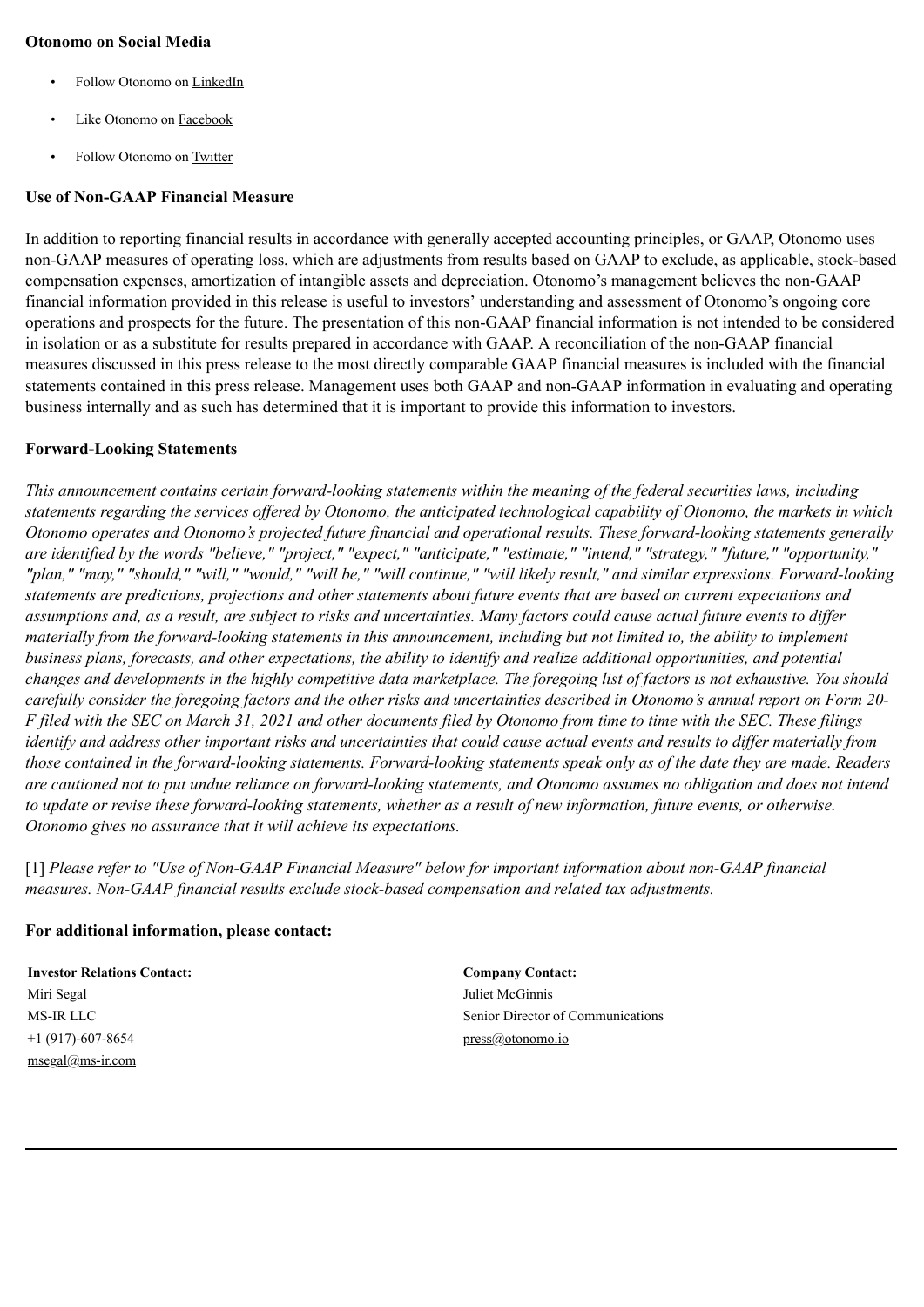**Otonomo on Social Media**

- Follow Otonomo on LinkedIn
- Like Otonomo on Facebook
- Follow Otonomo on Twitter

**Use of Non-GAAP Financial Measure**

In addition to reporting financial results in accordance with generally accepted accounting principles, or GAAP, Otonomo uses non-GAAP measures of operating loss, which are adjustments from results based on GAAP to exclude, as applicable, stock-based compensation expenses, amortization of intangible assets and depreciation. Otonomo's management believes the non-GAAP financial information provided in this release is useful to investors' understanding and assessment of Otonomo's ongoing core operations and prospects for the future. The presentation of this non-GAAP financial information is not intended to be considered in isolation or as a substitute for results prepared in accordance with GAAP. A reconciliation of the non-GAAP financial measures discussed in this press release to the most directly comparable GAAP financial measures is included with the financial statements contained in this press release. Management uses both GAAP and non-GAAP information in evaluating and operating business internally and as such has determined that it is important to provide this information to investors.

**Forward-Looking Statements**

*This announcement contains certain forward-looking statements within the meaning of the federal securities laws, including statements regarding the services offered by Otonomo, the anticipated technological capability of Otonomo, the markets in which Otonomo operates and Otonomo's projected future financial and operational results. These forward-looking statements generally are identified by the words "believe," "project," "expect," "anticipate," "estimate," "intend," "strategy," "future," "opportunity," "plan," "may," "should," "will," "would," "will be," "will continue," "will likely result," and similar expressions. Forward-looking statements are predictions, projections and other statements about future events that are based on current expectations and assumptions and, as a result, are subject to risks and uncertainties. Many factors could cause actual future events to differ materially from the forward-looking statements in this announcement, including but not limited to, the ability to implement business plans, forecasts, and other expectations, the ability to identify and realize additional opportunities, and potential changes and developments in the highly competitive data marketplace. The foregoing list of factors is not exhaustive. You should carefully consider the foregoing factors and the other risks and uncertainties described in Otonomo's annual report on Form 20-F filed with the SEC on March 31, 2021 and other documents filed by Otonomo from time to time with the SEC. These filings identify and address other important risks and uncertainties that could cause actual events and results to differ materially from those contained in the forward-looking statements. Forward-looking statements speak only as of the date they are made. Readers are cautioned not to put undue reliance on forward-looking statements, and Otonomo assumes no obligation and does not intend to update or revise these forward-looking statements, whether as a result of new information, future events, or otherwise. Otonomo gives no assurance that it will achieve its expectations.*

[1] *Please refer to "Use of Non-GAAP Financial Measure" below for important information about non-GAAP financial measures. Non-GAAP financial results exclude stock-based compensation and related tax adjustments.*

**For additional information, please contact:**

| | |
|---|---|
| **Investor Relations Contact:** | **Company Contact:** |
| Miri Segal | Juliet McGinnis |
| MS-IR LLC | Senior Director of Communications |
| +1 (917)-607-8654 | press@otonomo.io |
| msegal@ms-ir.com | |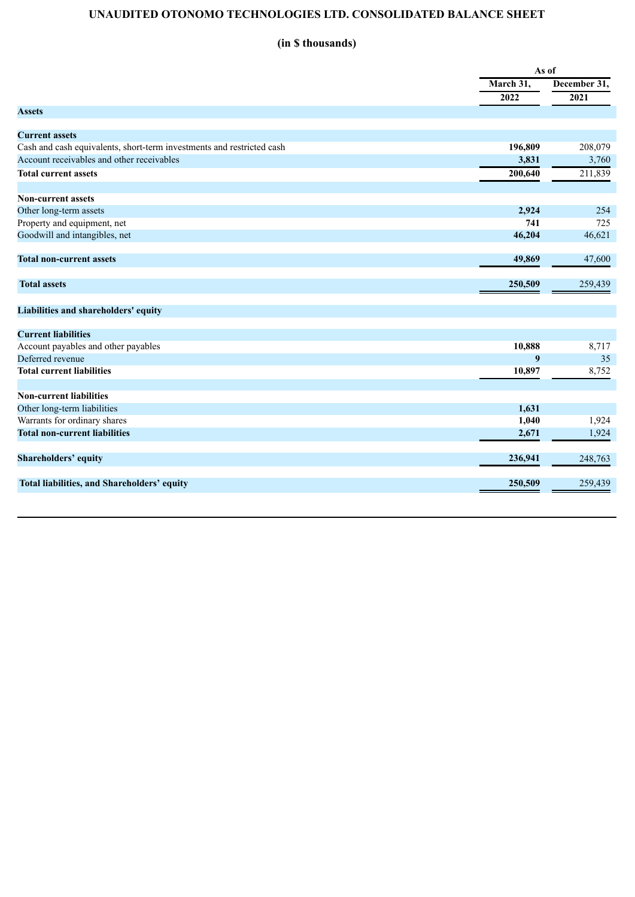# UNAUDITED OTONOMO TECHNOLOGIES LTD. CONSOLIDATED BALANCE SHEET

## (in $ thousands)

| | As of | |
|---|---|---|
| | March 31, 2022 | December 31, 2021 |
| **Assets** | | |
| **Current assets** | | |
| Cash and cash equivalents, short-term investments and restricted cash | **196,809** | 208,079 |
| Account receivables and other receivables | **3,831** | 3,760 |
| **Total current assets** | **200,640** | 211,839 |
| **Non-current assets** | | |
| Other long-term assets | **2,924** | 254 |
| Property and equipment, net | **741** | 725 |
| Goodwill and intangibles, net | **46,204** | 46,621 |
| **Total non-current assets** | **49,869** | 47,600 |
| **Total assets** | **250,509** | 259,439 |
| **Liabilities and shareholders' equity** | | |
| **Current liabilities** | | |
| Account payables and other payables | **10,888** | 8,717 |
| Deferred revenue | **9** | 35 |
| **Total current liabilities** | **10,897** | 8,752 |
| **Non-current liabilities** | | |
| Other long-term liabilities | **1,631** | |
| Warrants for ordinary shares | **1,040** | 1,924 |
| **Total non-current liabilities** | **2,671** | 1,924 |
| **Shareholders' equity** | **236,941** | 248,763 |
| **Total liabilities, and Shareholders' equity** | **250,509** | 259,439 |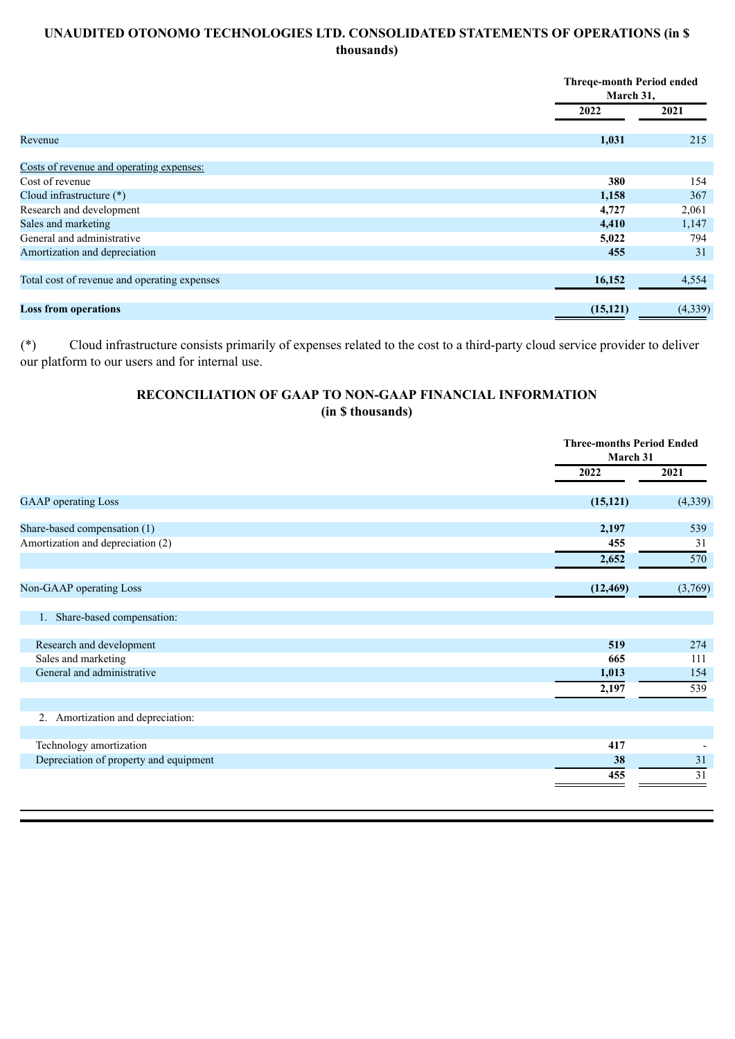## UNAUDITED OTONOMO TECHNOLOGIES LTD. CONSOLIDATED STATEMENTS OF OPERATIONS (in $ thousands)

| | Threqe-month Period ended March 31, | |
|---|---|---|
| | **2022** | **2021** |
| Revenue | **1,031** | 215 |
| Costs of revenue and operating expenses: | | |
| Cost of revenue | **380** | 154 |
| Cloud infrastructure (*) | **1,158** | 367 |
| Research and development | **4,727** | 2,061 |
| Sales and marketing | **4,410** | 1,147 |
| General and administrative | **5,022** | 794 |
| Amortization and depreciation | **455** | 31 |
| Total cost of revenue and operating expenses | **16,152** | 4,554 |
| **Loss from operations** | **(15,121)** | (4,339) |

(*) Cloud infrastructure consists primarily of expenses related to the cost to a third-party cloud service provider to deliver our platform to our users and for internal use.

## RECONCILIATION OF GAAP TO NON-GAAP FINANCIAL INFORMATION (in $ thousands)

| | Three-months Period Ended March 31 | |
|---|---|---|
| | **2022** | **2021** |
| GAAP operating Loss | **(15,121)** | (4,339) |
| Share-based compensation (1) | **2,197** | 539 |
| Amortization and depreciation (2) | **455** | 31 |
| | **2,652** | 570 |
| Non-GAAP operating Loss | **(12,469)** | (3,769) |
| 1. Share-based compensation: | | |
| Research and development | **519** | 274 |
| Sales and marketing | **665** | 111 |
| General and administrative | **1,013** | 154 |
| | **2,197** | 539 |
| 2. Amortization and depreciation: | | |
| Technology amortization | **417** | - |
| Depreciation of property and equipment | **38** | 31 |
| | **455** | 31 |